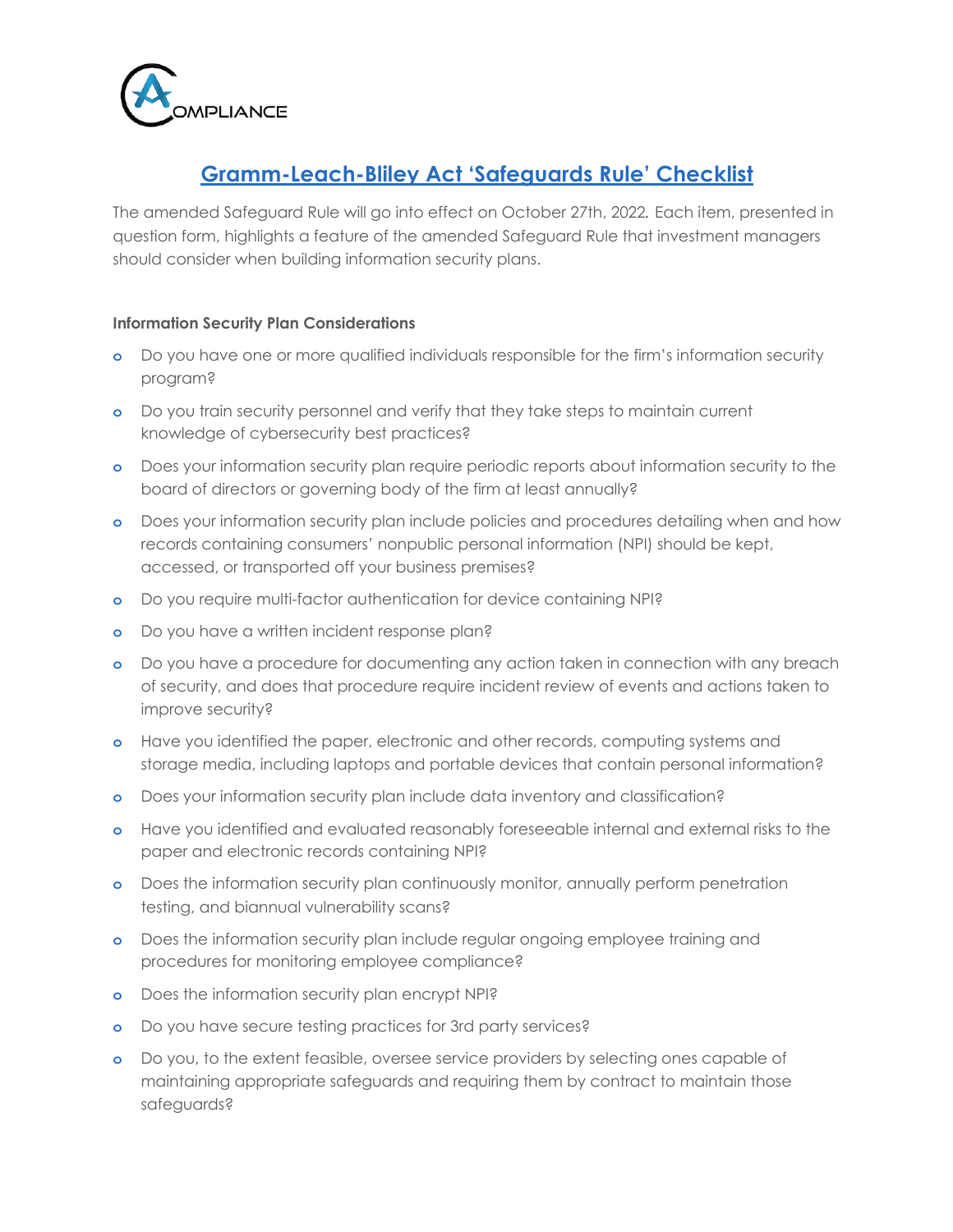# Gramm-Leach-Bliley Act 'Safeguards Rule' Checklist

The amended Safeguard Rule will go into effect on October 27th, 2022. Each item, presented in question form, highlights a feature of the amended Safeguard Rule that investment managers should consider when building information security plans.

**Information Security Plan Considerations**

- Do you have one or more qualified individuals responsible for the firm's information security program?
- Do you train security personnel and verify that they take steps to maintain current knowledge of cybersecurity best practices?
- Does your information security plan require periodic reports about information security to the board of directors or governing body of the firm at least annually?
- Does your information security plan include policies and procedures detailing when and how records containing consumers' nonpublic personal information (NPI) should be kept, accessed, or transported off your business premises?
- Do you require multi-factor authentication for device containing NPI?
- Do you have a written incident response plan?
- Do you have a procedure for documenting any action taken in connection with any breach of security, and does that procedure require incident review of events and actions taken to improve security?
- Have you identified the paper, electronic and other records, computing systems and storage media, including laptops and portable devices that contain personal information?
- Does your information security plan include data inventory and classification?
- Have you identified and evaluated reasonably foreseeable internal and external risks to the paper and electronic records containing NPI?
- Does the information security plan continuously monitor, annually perform penetration testing, and biannual vulnerability scans?
- Does the information security plan include regular ongoing employee training and procedures for monitoring employee compliance?
- Does the information security plan encrypt NPI?
- Do you have secure testing practices for 3rd party services?
- Do you, to the extent feasible, oversee service providers by selecting ones capable of maintaining appropriate safeguards and requiring them by contract to maintain those safeguards?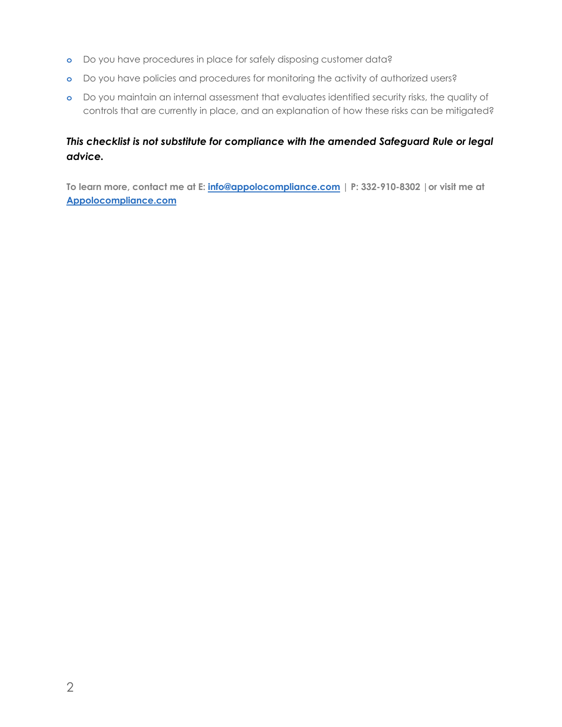- Do you have procedures in place for safely disposing customer data?
- Do you have policies and procedures for monitoring the activity of authorized users?
- Do you maintain an internal assessment that evaluates identified security risks, the quality of controls that are currently in place, and an explanation of how these risks can be mitigated?

***This checklist is not substitute for compliance with the amended Safeguard Rule or legal advice.***

**To learn more, contact me at E: [info@appolocompliance.com](mailto:info@appolocompliance.com) | P: 332-910-8302 | or visit me at [Appolocompliance.com](https://Appolocompliance.com)**